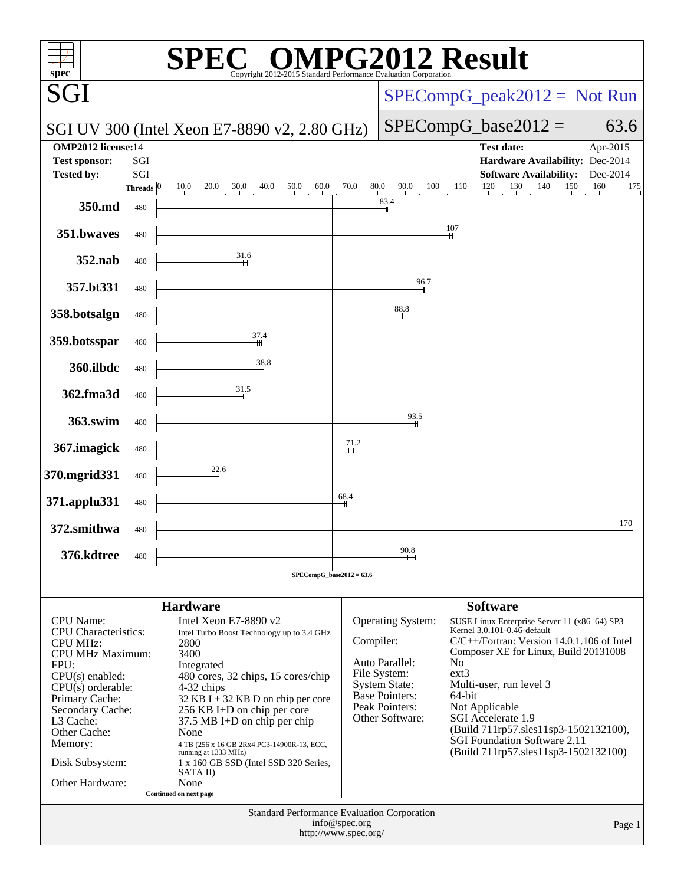# SPEC® OMPG2012 Result

Copyright 2012-2015 Standard Performance Evaluation Corporation

## SGI

SGI UV 300 (Intel Xeon E7-8890 v2, 2.80 GHz)

SPECompG_peak2012 = Not Run

SPECompG_base2012 = 63.6

| | | | |
|---|---|---|---|
| **OMP2012 license:** | 14 | **Test date:** | Apr-2015 |
| **Test sponsor:** | SGI | **Hardware Availability:** | Dec-2014 |
| **Tested by:** | SGI | **Software Availability:** | Dec-2014 |

| Benchmark | Threads | Base Ratio |
|---|---|---|
| 350.md | 480 | 83.4 |
| 351.bwaves | 480 | 107 |
| 352.nab | 480 | 31.6 |
| 357.bt331 | 480 | 96.7 |
| 358.botsalgn | 480 | 88.8 |
| 359.botsspar | 480 | 37.4 |
| 360.ilbdc | 480 | 38.8 |
| 362.fma3d | 480 | 31.5 |
| 363.swim | 480 | 93.5 |
| 367.imagick | 480 | 71.2 |
| 370.mgrid331 | 480 | 22.6 |
| 371.applu331 | 480 | 68.4 |
| 372.smithwa | 480 | 170 |
| 376.kdtree | 480 | 90.8 |

SPECompG_base2012 = 63.6

## Hardware

| | |
|---|---|
| CPU Name: | Intel Xeon E7-8890 v2 |
| CPU Characteristics: | Intel Turbo Boost Technology up to 3.4 GHz |
| CPU MHz: | 2800 |
| CPU MHz Maximum: | 3400 |
| FPU: | Integrated |
| CPU(s) enabled: | 480 cores, 32 chips, 15 cores/chip |
| CPU(s) orderable: | 4-32 chips |
| Primary Cache: | 32 KB I + 32 KB D on chip per core |
| Secondary Cache: | 256 KB I+D on chip per core |
| L3 Cache: | 37.5 MB I+D on chip per chip |
| Other Cache: | None |
| Memory: | 4 TB (256 x 16 GB 2Rx4 PC3-14900R-13, ECC, running at 1333 MHz) |
| Disk Subsystem: | 1 x 160 GB SSD (Intel SSD 320 Series, SATA II) |
| Other Hardware: | None |

Continued on next page

## Software

| | |
|---|---|
| Operating System: | SUSE Linux Enterprise Server 11 (x86_64) SP3 Kernel 3.0.101-0.46-default |
| Compiler: | C/C++/Fortran: Version 14.0.1.106 of Intel Composer XE for Linux, Build 20131008 |
| Auto Parallel: | No |
| File System: | ext3 |
| System State: | Multi-user, run level 3 |
| Base Pointers: | 64-bit |
| Peak Pointers: | Not Applicable |
| Other Software: | SGI Accelerate 1.9 (Build 711rp57.sles11sp3-1502132100), SGI Foundation Software 2.11 (Build 711rp57.sles11sp3-1502132100) |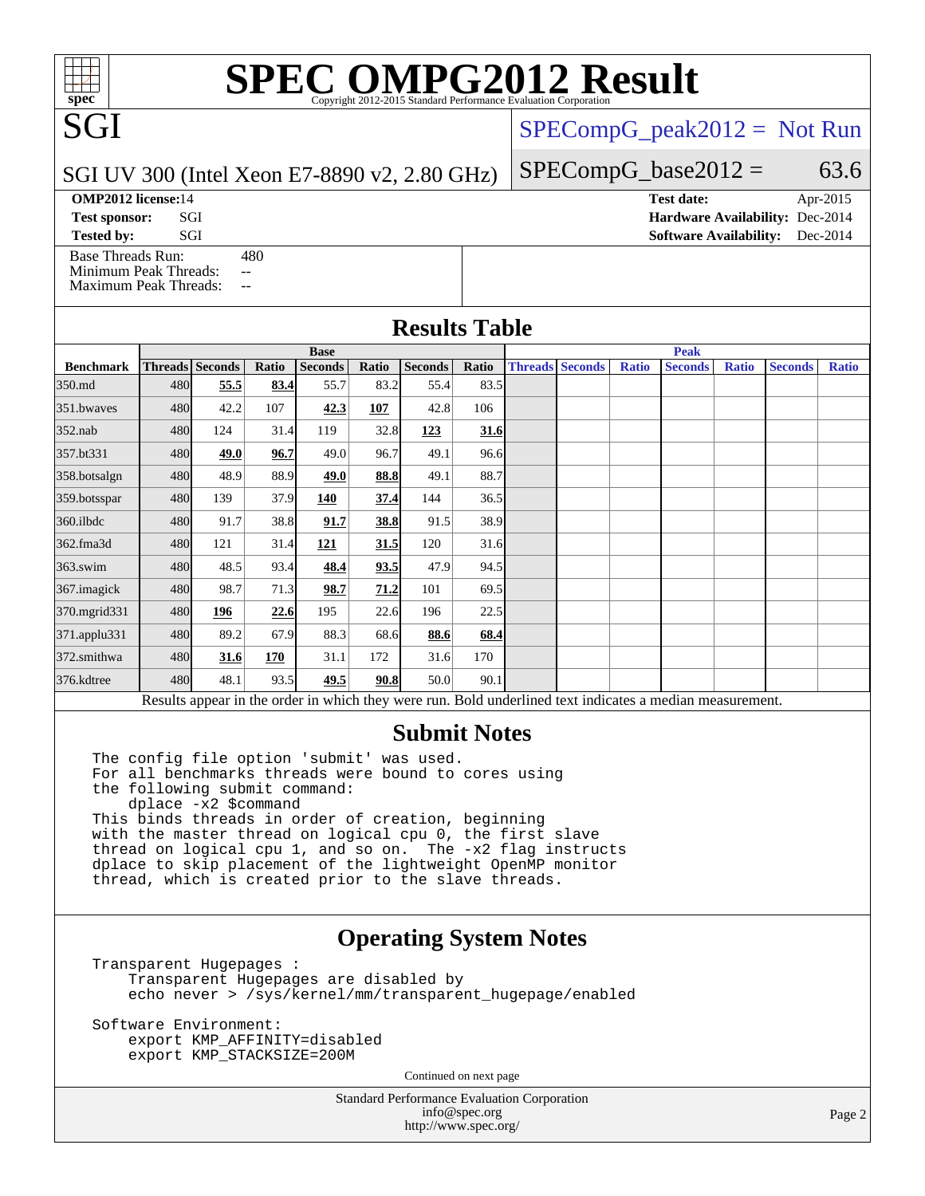# SPEC OMPG2012 Result

Copyright 2012-2015 Standard Performance Evaluation Corporation

## SGI

SGI UV 300 (Intel Xeon E7-8890 v2, 2.80 GHz)

SPECompG_peak2012 = Not Run

SPECompG_base2012 = 63.6

**OMP2012 license:** 14 | **Test date:** Apr-2015
**Test sponsor:** SGI | **Hardware Availability:** Dec-2014
**Tested by:** SGI | **Software Availability:** Dec-2014

Base Threads Run: 480
Minimum Peak Threads: --
Maximum Peak Threads: --

## Results Table

| | Base | | | | | | | Peak | | | | | | |
|---|---|---|---|---|---|---|---|---|---|---|---|---|---|---|
| **Benchmark** | **Threads** | **Seconds** | **Ratio** | **Seconds** | **Ratio** | **Seconds** | **Ratio** | **Threads** | **Seconds** | **Ratio** | **Seconds** | **Ratio** | **Seconds** | **Ratio** |
| 350.md | 480 | **55.5** | **83.4** | 55.7 | 83.2 | 55.4 | 83.5 | | | | | | | |
| 351.bwaves | 480 | 42.2 | 107 | **42.3** | **107** | 42.8 | 106 | | | | | | | |
| 352.nab | 480 | 124 | 31.4 | 119 | 32.8 | **123** | **31.6** | | | | | | | |
| 357.bt331 | 480 | **49.0** | **96.7** | 49.0 | 96.7 | 49.1 | 96.6 | | | | | | | |
| 358.botsalgn | 480 | 48.9 | 88.9 | **49.0** | **88.8** | 49.1 | 88.7 | | | | | | | |
| 359.botsspar | 480 | 139 | 37.9 | **140** | **37.4** | 144 | 36.5 | | | | | | | |
| 360.ilbdc | 480 | 91.7 | 38.8 | **91.7** | **38.8** | 91.5 | 38.9 | | | | | | | |
| 362.fma3d | 480 | 121 | 31.4 | **121** | **31.5** | 120 | 31.6 | | | | | | | |
| 363.swim | 480 | 48.5 | 93.4 | **48.4** | **93.5** | 47.9 | 94.5 | | | | | | | |
| 367.imagick | 480 | 98.7 | 71.3 | **98.7** | **71.2** | 101 | 69.5 | | | | | | | |
| 370.mgrid331 | 480 | **196** | **22.6** | 195 | 22.6 | 196 | 22.5 | | | | | | | |
| 371.applu331 | 480 | 89.2 | 67.9 | 88.3 | 68.6 | **88.6** | **68.4** | | | | | | | |
| 372.smithwa | 480 | **31.6** | **170** | 31.1 | 172 | 31.6 | 170 | | | | | | | |
| 376.kdtree | 480 | 48.1 | 93.5 | **49.5** | **90.8** | 50.0 | 90.1 | | | | | | | |

Results appear in the order in which they were run. Bold underlined text indicates a median measurement.

## Submit Notes

```
The config file option 'submit' was used.
For all benchmarks threads were bound to cores using
the following submit command:
    dplace -x2 $command
This binds threads in order of creation, beginning
with the master thread on logical cpu 0, the first slave
thread on logical cpu 1, and so on.  The -x2 flag instructs
dplace to skip placement of the lightweight OpenMP monitor
thread, which is created prior to the slave threads.
```

## Operating System Notes

```
Transparent Hugepages :
    Transparent Hugepages are disabled by
    echo never > /sys/kernel/mm/transparent_hugepage/enabled

Software Environment:
    export KMP_AFFINITY=disabled
    export KMP_STACKSIZE=200M
```

Continued on next page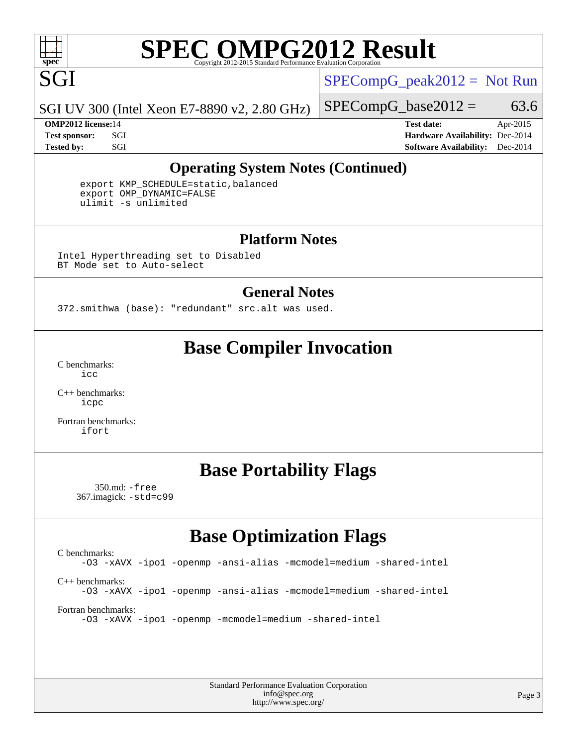## Operating System Notes (Continued)

```
export KMP_SCHEDULE=static,balanced
export OMP_DYNAMIC=FALSE
ulimit -s unlimited
```

## Platform Notes

```
Intel Hyperthreading set to Disabled
BT Mode set to Auto-select
```

## General Notes

```
372.smithwa (base): "redundant" src.alt was used.
```

# Base Compiler Invocation

C benchmarks:
icc

C++ benchmarks:
icpc

Fortran benchmarks:
ifort

# Base Portability Flags

350.md: -free
367.imagick: -std=c99

# Base Optimization Flags

C benchmarks:
-O3 -xAVX -ipo1 -openmp -ansi-alias -mcmodel=medium -shared-intel

C++ benchmarks:
-O3 -xAVX -ipo1 -openmp -ansi-alias -mcmodel=medium -shared-intel

Fortran benchmarks:
-O3 -xAVX -ipo1 -openmp -mcmodel=medium -shared-intel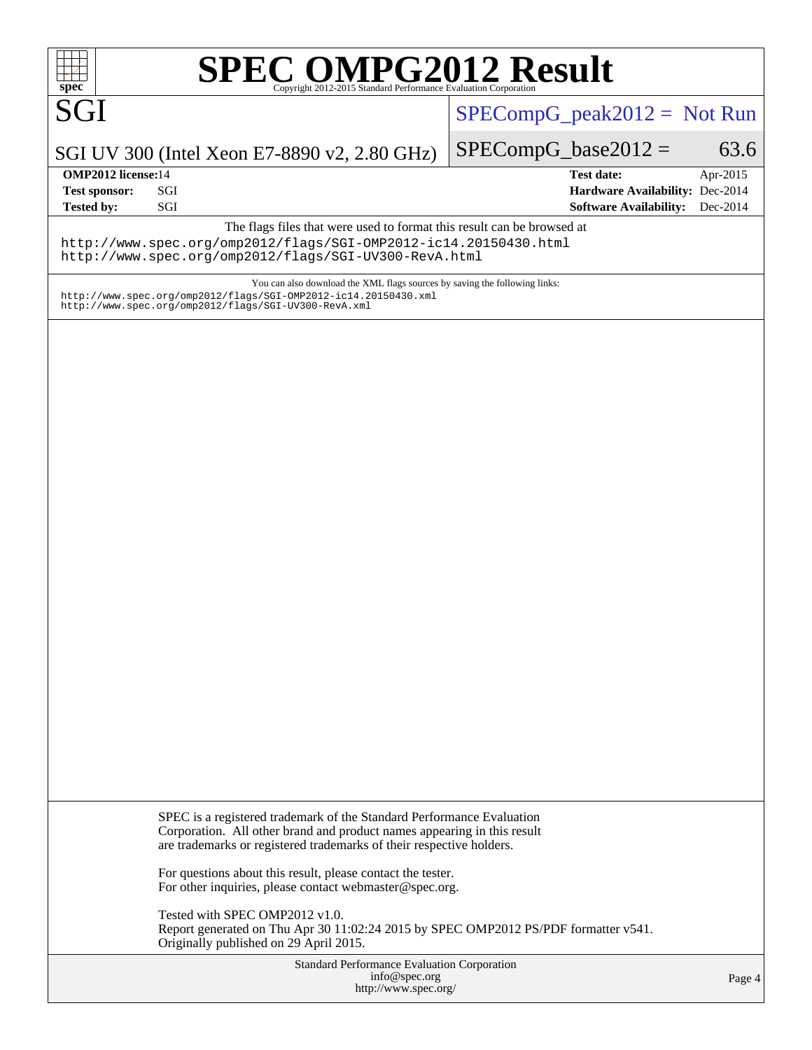# SPEC OMPG2012 Result

Copyright 2012-2015 Standard Performance Evaluation Corporation

SGI

SGI UV 300 (Intel Xeon E7-8890 v2, 2.80 GHz)

SPECompG_peak2012 = Not Run

SPECompG_base2012 = 63.6

| | | | |
|---|---|---|---|
| **OMP2012 license:** | 14 | **Test date:** | Apr-2015 |
| **Test sponsor:** | SGI | **Hardware Availability:** | Dec-2014 |
| **Tested by:** | SGI | **Software Availability:** | Dec-2014 |

The flags files that were used to format this result can be browsed at

http://www.spec.org/omp2012/flags/SGI-OMP2012-ic14.20150430.html
http://www.spec.org/omp2012/flags/SGI-UV300-RevA.html

You can also download the XML flags sources by saving the following links:

http://www.spec.org/omp2012/flags/SGI-OMP2012-ic14.20150430.xml
http://www.spec.org/omp2012/flags/SGI-UV300-RevA.xml

SPEC is a registered trademark of the Standard Performance Evaluation Corporation. All other brand and product names appearing in this result are trademarks or registered trademarks of their respective holders.

For questions about this result, please contact the tester.
For other inquiries, please contact webmaster@spec.org.

Tested with SPEC OMP2012 v1.0.
Report generated on Thu Apr 30 11:02:24 2015 by SPEC OMP2012 PS/PDF formatter v541.
Originally published on 29 April 2015.

Standard Performance Evaluation Corporation
info@spec.org
http://www.spec.org/